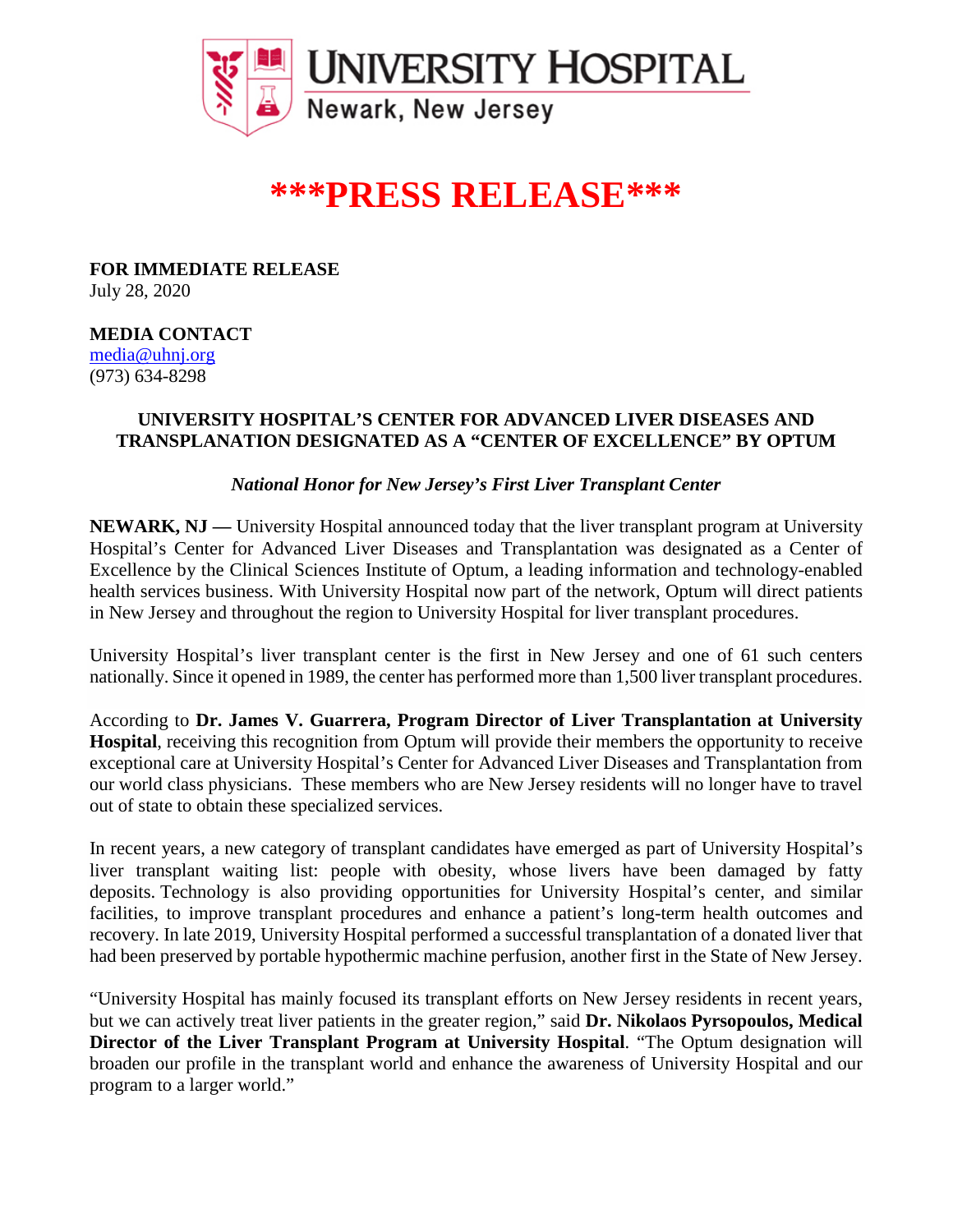# UNIVERSITY HOSPITAL

Newark, New Jersey

# \*\*\*PRESS RELEASE\*\*\*

**FOR IMMEDIATE RELEASE**
July 28, 2020

**MEDIA CONTACT**
media@uhnj.org
(973) 634-8298

## UNIVERSITY HOSPITAL'S CENTER FOR ADVANCED LIVER DISEASES AND TRANSPLANATION DESIGNATED AS A "CENTER OF EXCELLENCE" BY OPTUM

*National Honor for New Jersey's First Liver Transplant Center*

**NEWARK, NJ —** University Hospital announced today that the liver transplant program at University Hospital's Center for Advanced Liver Diseases and Transplantation was designated as a Center of Excellence by the Clinical Sciences Institute of Optum, a leading information and technology-enabled health services business. With University Hospital now part of the network, Optum will direct patients in New Jersey and throughout the region to University Hospital for liver transplant procedures.

University Hospital's liver transplant center is the first in New Jersey and one of 61 such centers nationally. Since it opened in 1989, the center has performed more than 1,500 liver transplant procedures.

According to **Dr. James V. Guarrera, Program Director of Liver Transplantation at University Hospital**, receiving this recognition from Optum will provide their members the opportunity to receive exceptional care at University Hospital's Center for Advanced Liver Diseases and Transplantation from our world class physicians. These members who are New Jersey residents will no longer have to travel out of state to obtain these specialized services.

In recent years, a new category of transplant candidates have emerged as part of University Hospital's liver transplant waiting list: people with obesity, whose livers have been damaged by fatty deposits. Technology is also providing opportunities for University Hospital's center, and similar facilities, to improve transplant procedures and enhance a patient's long-term health outcomes and recovery. In late 2019, University Hospital performed a successful transplantation of a donated liver that had been preserved by portable hypothermic machine perfusion, another first in the State of New Jersey.

"University Hospital has mainly focused its transplant efforts on New Jersey residents in recent years, but we can actively treat liver patients in the greater region," said **Dr. Nikolaos Pyrsopoulos, Medical Director of the Liver Transplant Program at University Hospital**. "The Optum designation will broaden our profile in the transplant world and enhance the awareness of University Hospital and our program to a larger world."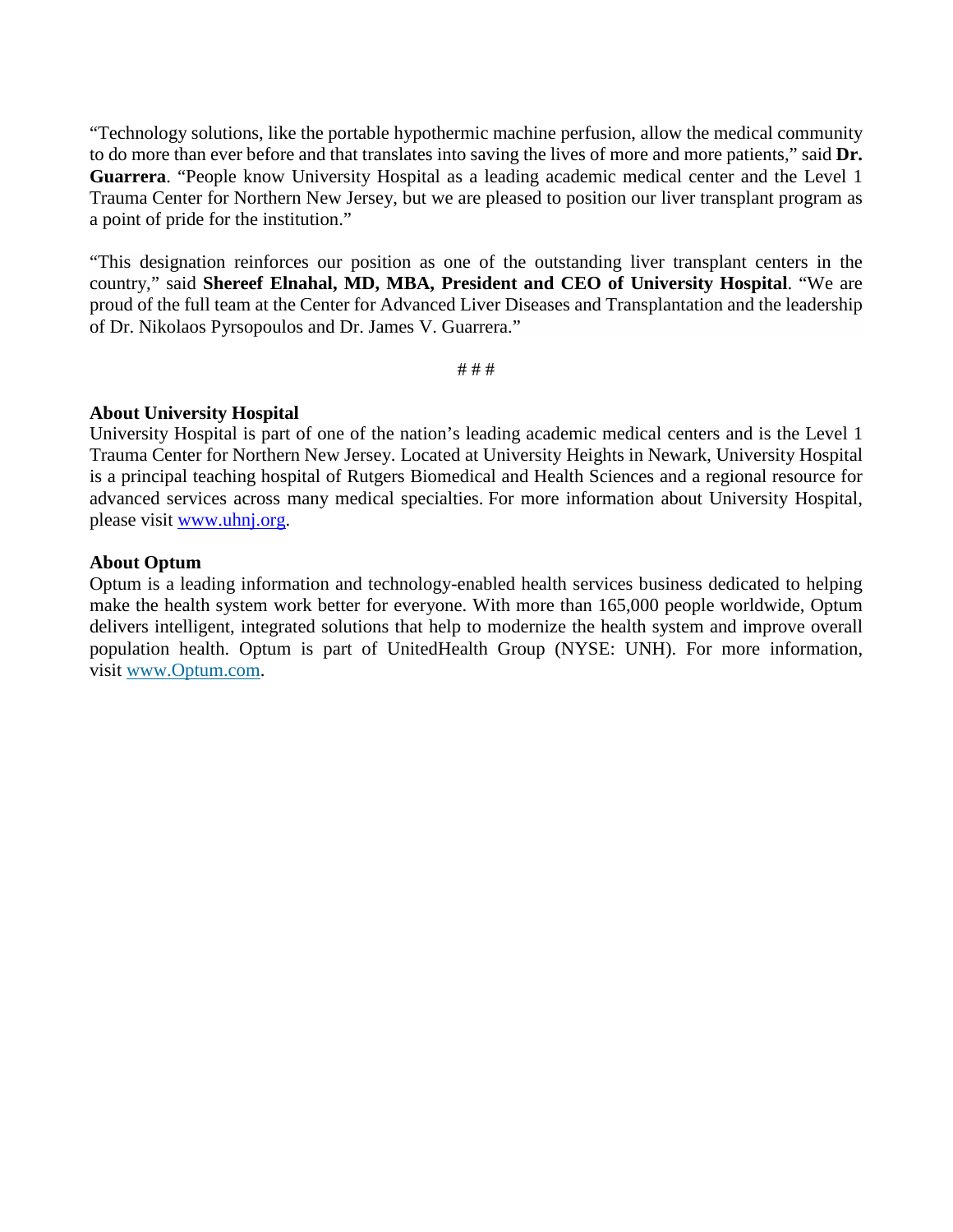“Technology solutions, like the portable hypothermic machine perfusion, allow the medical community to do more than ever before and that translates into saving the lives of more and more patients,” said **Dr. Guarrera**. “People know University Hospital as a leading academic medical center and the Level 1 Trauma Center for Northern New Jersey, but we are pleased to position our liver transplant program as a point of pride for the institution.”

“This designation reinforces our position as one of the outstanding liver transplant centers in the country,” said **Shereef Elnahal, MD, MBA, President and CEO of University Hospital**. “We are proud of the full team at the Center for Advanced Liver Diseases and Transplantation and the leadership of Dr. Nikolaos Pyrsopoulos and Dr. James V. Guarrera.”

# # #

**About University Hospital**
University Hospital is part of one of the nation’s leading academic medical centers and is the Level 1 Trauma Center for Northern New Jersey. Located at University Heights in Newark, University Hospital is a principal teaching hospital of Rutgers Biomedical and Health Sciences and a regional resource for advanced services across many medical specialties. For more information about University Hospital, please visit [www.uhnj.org](www.uhnj.org).

**About Optum**
Optum is a leading information and technology-enabled health services business dedicated to helping make the health system work better for everyone. With more than 165,000 people worldwide, Optum delivers intelligent, integrated solutions that help to modernize the health system and improve overall population health. Optum is part of UnitedHealth Group (NYSE: UNH). For more information, visit [www.Optum.com](www.Optum.com).